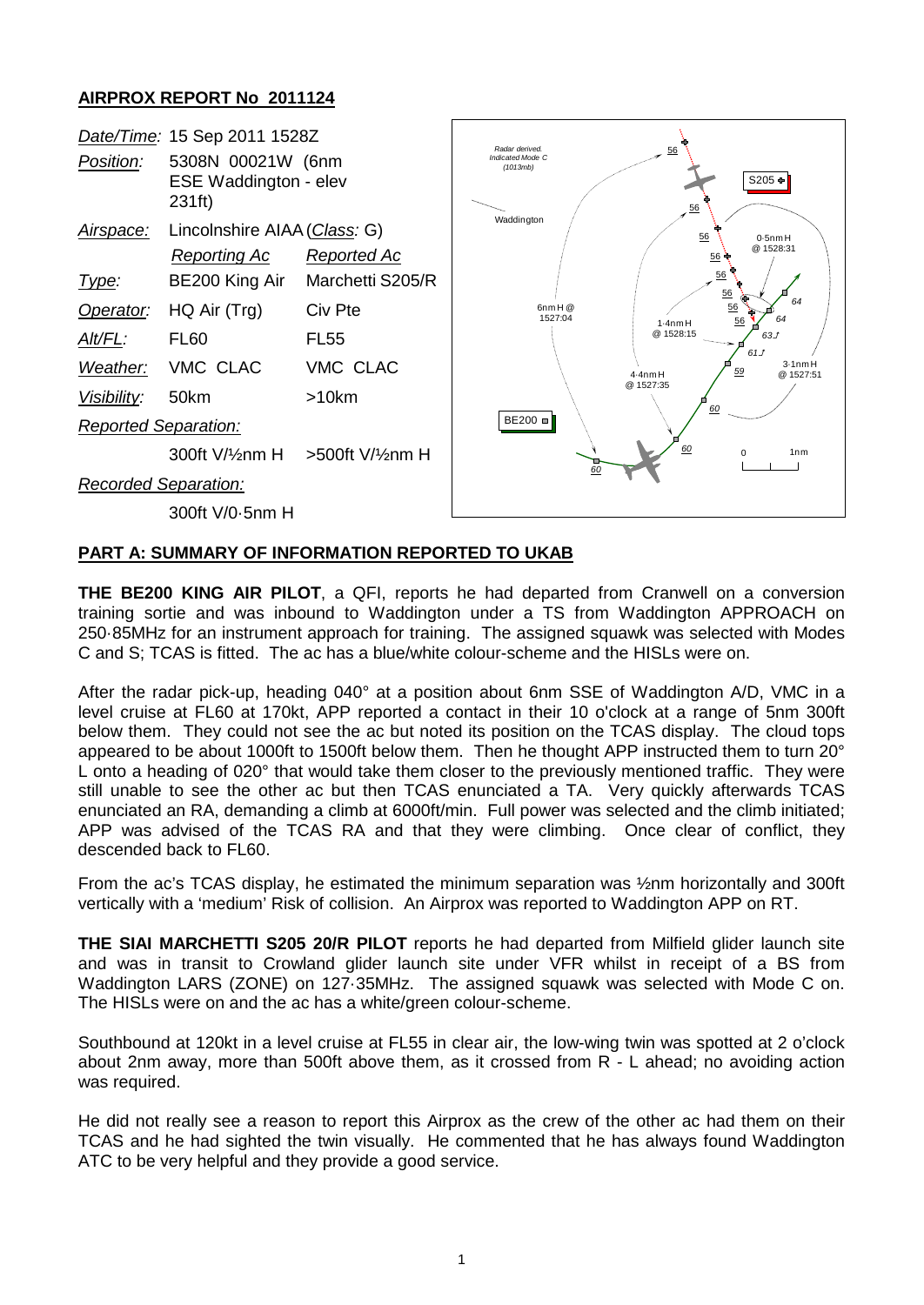## AIRPROX REPORT No 2011124

| | | |
|---|---|---|
| *Date/Time:* | 15 Sep 2011 1528Z | |
| *Position:* | 5308N 00021W (6nm ESE Waddington - elev 231ft) | |
| *Airspace:* | Lincolnshire AIAA (*Class:* G) | |
| | *Reporting Ac* | *Reported Ac* |
| *Type:* | BE200 King Air | Marchetti S205/R |
| *Operator:* | HQ Air (Trg) | Civ Pte |
| *Alt/FL:* | FL60 | FL55 |
| *Weather:* | VMC CLAC | VMC CLAC |
| *Visibility:* | 50km | >10km |
| *Reported Separation:* | | |
| | 300ft V/½nm H | >500ft V/½nm H |
| *Recorded Separation:* | | |
| | 300ft V/0·5nm H | |

### PART A: SUMMARY OF INFORMATION REPORTED TO UKAB

**THE BE200 KING AIR PILOT**, a QFI, reports he had departed from Cranwell on a conversion training sortie and was inbound to Waddington under a TS from Waddington APPROACH on 250·85MHz for an instrument approach for training. The assigned squawk was selected with Modes C and S; TCAS is fitted. The ac has a blue/white colour-scheme and the HISLs were on.

After the radar pick-up, heading 040° at a position about 6nm SSE of Waddington A/D, VMC in a level cruise at FL60 at 170kt, APP reported a contact in their 10 o'clock at a range of 5nm 300ft below them. They could not see the ac but noted its position on the TCAS display. The cloud tops appeared to be about 1000ft to 1500ft below them. Then he thought APP instructed them to turn 20° L onto a heading of 020° that would take them closer to the previously mentioned traffic. They were still unable to see the other ac but then TCAS enunciated a TA. Very quickly afterwards TCAS enunciated an RA, demanding a climb at 6000ft/min. Full power was selected and the climb initiated; APP was advised of the TCAS RA and that they were climbing. Once clear of conflict, they descended back to FL60.

From the ac's TCAS display, he estimated the minimum separation was ½nm horizontally and 300ft vertically with a 'medium' Risk of collision. An Airprox was reported to Waddington APP on RT.

**THE SIAI MARCHETTI S205 20/R PILOT** reports he had departed from Milfield glider launch site and was in transit to Crowland glider launch site under VFR whilst in receipt of a BS from Waddington LARS (ZONE) on 127·35MHz. The assigned squawk was selected with Mode C on. The HISLs were on and the ac has a white/green colour-scheme.

Southbound at 120kt in a level cruise at FL55 in clear air, the low-wing twin was spotted at 2 o'clock about 2nm away, more than 500ft above them, as it crossed from R - L ahead; no avoiding action was required.

He did not really see a reason to report this Airprox as the crew of the other ac had them on their TCAS and he had sighted the twin visually. He commented that he has always found Waddington ATC to be very helpful and they provide a good service.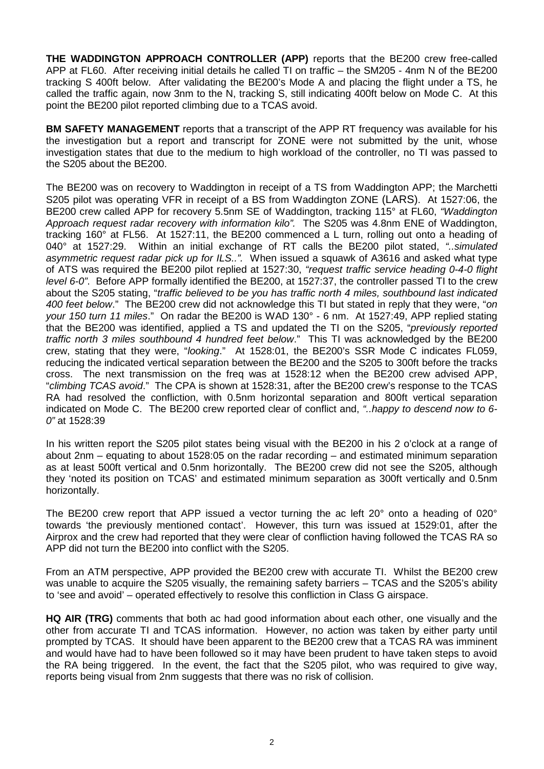**THE WADDINGTON APPROACH CONTROLLER (APP)** reports that the BE200 crew free-called APP at FL60. After receiving initial details he called TI on traffic – the SM205 - 4nm N of the BE200 tracking S 400ft below. After validating the BE200's Mode A and placing the flight under a TS, he called the traffic again, now 3nm to the N, tracking S, still indicating 400ft below on Mode C. At this point the BE200 pilot reported climbing due to a TCAS avoid.

**BM SAFETY MANAGEMENT** reports that a transcript of the APP RT frequency was available for his the investigation but a report and transcript for ZONE were not submitted by the unit, whose investigation states that due to the medium to high workload of the controller, no TI was passed to the S205 about the BE200.

The BE200 was on recovery to Waddington in receipt of a TS from Waddington APP; the Marchetti S205 pilot was operating VFR in receipt of a BS from Waddington ZONE (LARS). At 1527:06, the BE200 crew called APP for recovery 5.5nm SE of Waddington, tracking 115° at FL60, *"Waddington Approach request radar recovery with information kilo".* The S205 was 4.8nm ENE of Waddington, tracking 160° at FL56. At 1527:11, the BE200 commenced a L turn, rolling out onto a heading of 040° at 1527:29. Within an initial exchange of RT calls the BE200 pilot stated, *"..simulated asymmetric request radar pick up for ILS..".* When issued a squawk of A3616 and asked what type of ATS was required the BE200 pilot replied at 1527:30, *"request traffic service heading 0-4-0 flight level 6-0"*. Before APP formally identified the BE200, at 1527:37, the controller passed TI to the crew about the S205 stating, "*traffic believed to be you has traffic north 4 miles, southbound last indicated 400 feet below*." The BE200 crew did not acknowledge this TI but stated in reply that they were, "*on your 150 turn 11 miles*." On radar the BE200 is WAD 130° - 6 nm. At 1527:49, APP replied stating that the BE200 was identified, applied a TS and updated the TI on the S205, "*previously reported traffic north 3 miles southbound 4 hundred feet below*." This TI was acknowledged by the BE200 crew, stating that they were, "*looking*." At 1528:01, the BE200's SSR Mode C indicates FL059, reducing the indicated vertical separation between the BE200 and the S205 to 300ft before the tracks cross. The next transmission on the freq was at 1528:12 when the BE200 crew advised APP, "*climbing TCAS avoid*." The CPA is shown at 1528:31, after the BE200 crew's response to the TCAS RA had resolved the confliction, with 0.5nm horizontal separation and 800ft vertical separation indicated on Mode C. The BE200 crew reported clear of conflict and, *"..happy to descend now to 6-0"* at 1528:39

In his written report the S205 pilot states being visual with the BE200 in his 2 o'clock at a range of about 2nm – equating to about 1528:05 on the radar recording – and estimated minimum separation as at least 500ft vertical and 0.5nm horizontally. The BE200 crew did not see the S205, although they 'noted its position on TCAS' and estimated minimum separation as 300ft vertically and 0.5nm horizontally.

The BE200 crew report that APP issued a vector turning the ac left 20° onto a heading of 020° towards 'the previously mentioned contact'. However, this turn was issued at 1529:01, after the Airprox and the crew had reported that they were clear of confliction having followed the TCAS RA so APP did not turn the BE200 into conflict with the S205.

From an ATM perspective, APP provided the BE200 crew with accurate TI. Whilst the BE200 crew was unable to acquire the S205 visually, the remaining safety barriers – TCAS and the S205's ability to 'see and avoid' – operated effectively to resolve this confliction in Class G airspace.

**HQ AIR (TRG)** comments that both ac had good information about each other, one visually and the other from accurate TI and TCAS information. However, no action was taken by either party until prompted by TCAS. It should have been apparent to the BE200 crew that a TCAS RA was imminent and would have had to have been followed so it may have been prudent to have taken steps to avoid the RA being triggered. In the event, the fact that the S205 pilot, who was required to give way, reports being visual from 2nm suggests that there was no risk of collision.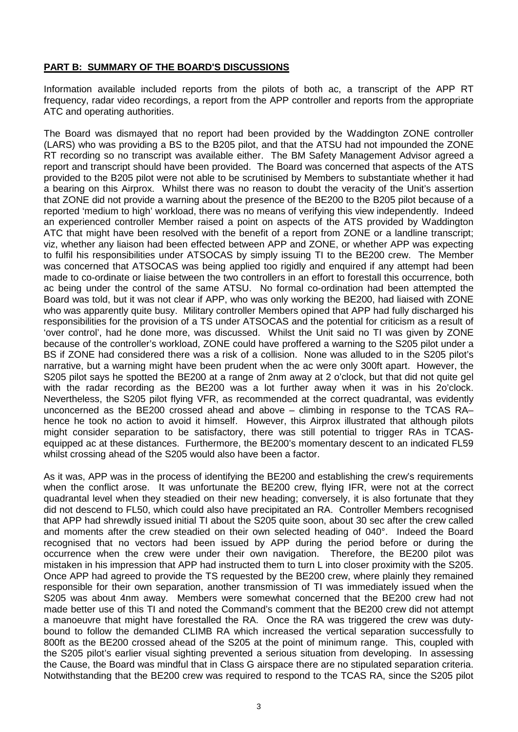## **PART B: SUMMARY OF THE BOARD'S DISCUSSIONS**

Information available included reports from the pilots of both ac, a transcript of the APP RT frequency, radar video recordings, a report from the APP controller and reports from the appropriate ATC and operating authorities.

The Board was dismayed that no report had been provided by the Waddington ZONE controller (LARS) who was providing a BS to the B205 pilot, and that the ATSU had not impounded the ZONE RT recording so no transcript was available either. The BM Safety Management Advisor agreed a report and transcript should have been provided. The Board was concerned that aspects of the ATS provided to the B205 pilot were not able to be scrutinised by Members to substantiate whether it had a bearing on this Airprox. Whilst there was no reason to doubt the veracity of the Unit's assertion that ZONE did not provide a warning about the presence of the BE200 to the B205 pilot because of a reported 'medium to high' workload, there was no means of verifying this view independently. Indeed an experienced controller Member raised a point on aspects of the ATS provided by Waddington ATC that might have been resolved with the benefit of a report from ZONE or a landline transcript; viz, whether any liaison had been effected between APP and ZONE, or whether APP was expecting to fulfil his responsibilities under ATSOCAS by simply issuing TI to the BE200 crew. The Member was concerned that ATSOCAS was being applied too rigidly and enquired if any attempt had been made to co-ordinate or liaise between the two controllers in an effort to forestall this occurrence, both ac being under the control of the same ATSU. No formal co-ordination had been attempted the Board was told, but it was not clear if APP, who was only working the BE200, had liaised with ZONE who was apparently quite busy. Military controller Members opined that APP had fully discharged his responsibilities for the provision of a TS under ATSOCAS and the potential for criticism as a result of 'over control', had he done more, was discussed. Whilst the Unit said no TI was given by ZONE because of the controller's workload, ZONE could have proffered a warning to the S205 pilot under a BS if ZONE had considered there was a risk of a collision. None was alluded to in the S205 pilot's narrative, but a warning might have been prudent when the ac were only 300ft apart. However, the S205 pilot says he spotted the BE200 at a range of 2nm away at 2 o'clock, but that did not quite gel with the radar recording as the BE200 was a lot further away when it was in his 2o'clock. Nevertheless, the S205 pilot flying VFR, as recommended at the correct quadrantal, was evidently unconcerned as the BE200 crossed ahead and above – climbing in response to the TCAS RA– hence he took no action to avoid it himself. However, this Airprox illustrated that although pilots might consider separation to be satisfactory, there was still potential to trigger RAs in TCAS-equipped ac at these distances. Furthermore, the BE200's momentary descent to an indicated FL59 whilst crossing ahead of the S205 would also have been a factor.

As it was, APP was in the process of identifying the BE200 and establishing the crew's requirements when the conflict arose. It was unfortunate the BE200 crew, flying IFR, were not at the correct quadrantal level when they steadied on their new heading; conversely, it is also fortunate that they did not descend to FL50, which could also have precipitated an RA. Controller Members recognised that APP had shrewdly issued initial TI about the S205 quite soon, about 30 sec after the crew called and moments after the crew steadied on their own selected heading of 040°. Indeed the Board recognised that no vectors had been issued by APP during the period before or during the occurrence when the crew were under their own navigation. Therefore, the BE200 pilot was mistaken in his impression that APP had instructed them to turn L into closer proximity with the S205. Once APP had agreed to provide the TS requested by the BE200 crew, where plainly they remained responsible for their own separation, another transmission of TI was immediately issued when the S205 was about 4nm away. Members were somewhat concerned that the BE200 crew had not made better use of this TI and noted the Command's comment that the BE200 crew did not attempt a manoeuvre that might have forestalled the RA. Once the RA was triggered the crew was duty-bound to follow the demanded CLIMB RA which increased the vertical separation successfully to 800ft as the BE200 crossed ahead of the S205 at the point of minimum range. This, coupled with the S205 pilot's earlier visual sighting prevented a serious situation from developing. In assessing the Cause, the Board was mindful that in Class G airspace there are no stipulated separation criteria. Notwithstanding that the BE200 crew was required to respond to the TCAS RA, since the S205 pilot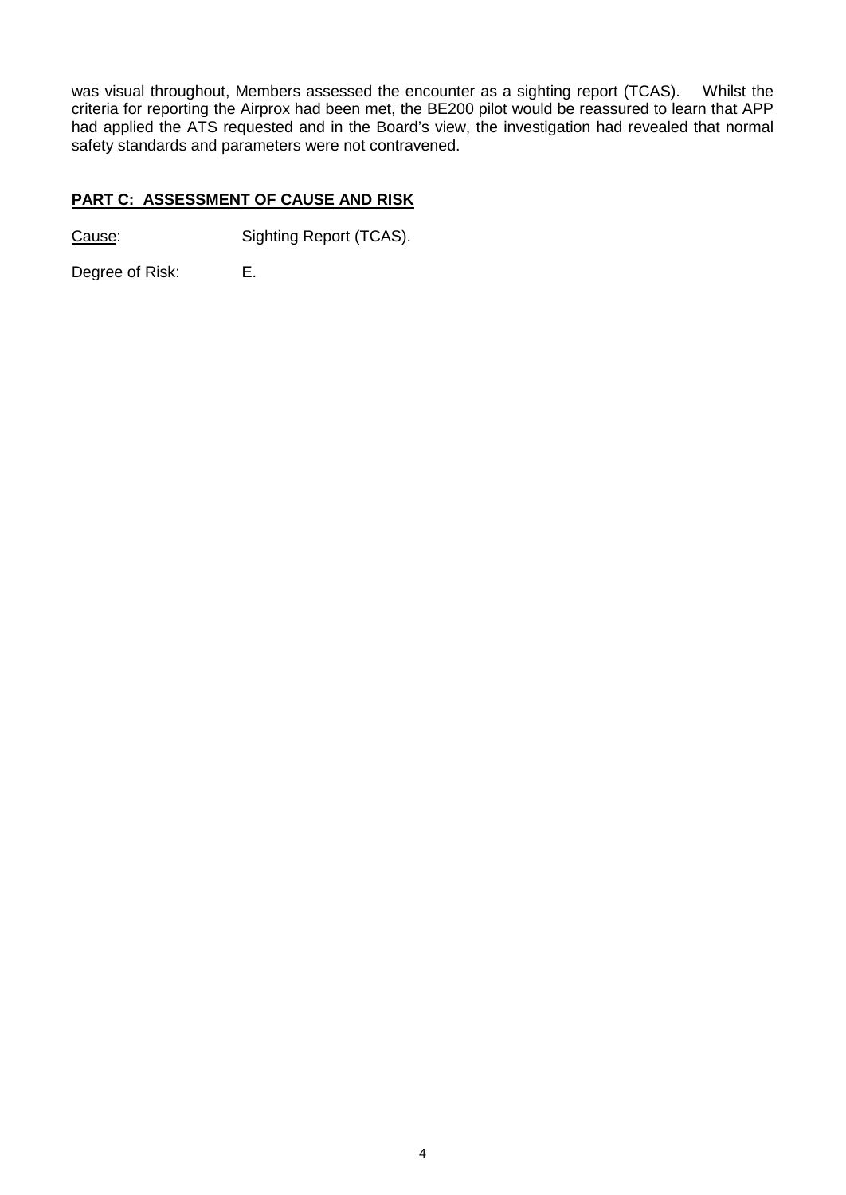was visual throughout, Members assessed the encounter as a sighting report (TCAS). Whilst the criteria for reporting the Airprox had been met, the BE200 pilot would be reassured to learn that APP had applied the ATS requested and in the Board's view, the investigation had revealed that normal safety standards and parameters were not contravened.

## PART C: ASSESSMENT OF CAUSE AND RISK

Cause: Sighting Report (TCAS).

Degree of Risk: E.